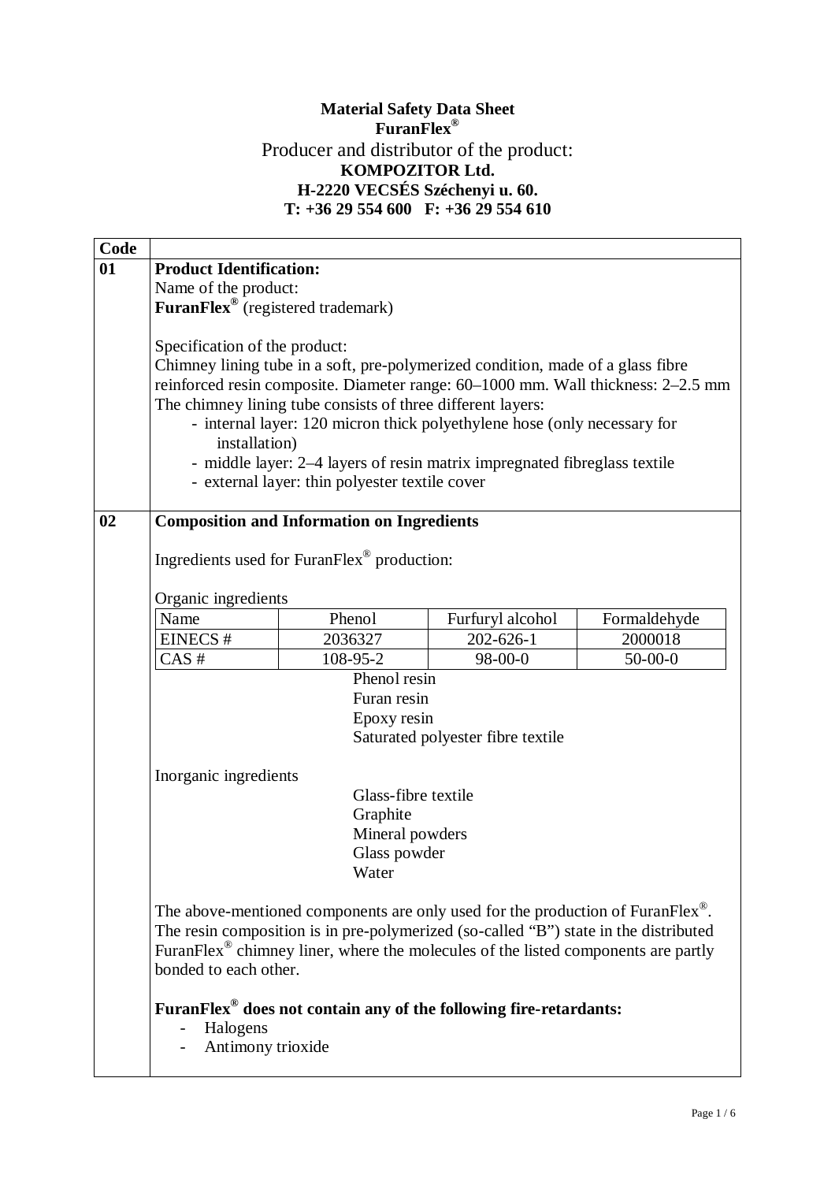**Material Safety Data Sheet**
**FuranFlex®**
Producer and distributor of the product:
**KOMPOZITOR Ltd.**
**H-2220 VECSÉS Széchenyi u. 60.**
**T: +36 29 554 600 F: +36 29 554 610**

| Code | |
|---|---|
| 01 | **Product Identification:** |

Name of the product:
**FuranFlex®** (registered trademark)

Specification of the product:
Chimney lining tube in a soft, pre-polymerized condition, made of a glass fibre reinforced resin composite. Diameter range: 60–1000 mm. Wall thickness: 2–2.5 mm
The chimney lining tube consists of three different layers:

- internal layer: 120 micron thick polyethylene hose (only necessary for installation)
- middle layer: 2–4 layers of resin matrix impregnated fibreglass textile
- external layer: thin polyester textile cover

| Code | |
|---|---|
| 02 | **Composition and Information on Ingredients** |

Ingredients used for FuranFlex® production:

Organic ingredients

| Name | Phenol | Furfuryl alcohol | Formaldehyde |
|---|---|---|---|
| EINECS # | 2036327 | 202-626-1 | 2000018 |
| CAS # | 108-95-2 | 98-00-0 | 50-00-0 |

Phenol resin
Furan resin
Epoxy resin
Saturated polyester fibre textile

Inorganic ingredients

Glass-fibre textile
Graphite
Mineral powders
Glass powder
Water

The above-mentioned components are only used for the production of FuranFlex®. The resin composition is in pre-polymerized (so-called "B") state in the distributed FuranFlex® chimney liner, where the molecules of the listed components are partly bonded to each other.

**FuranFlex® does not contain any of the following fire-retardants:**

- Halogens
- Antimony trioxide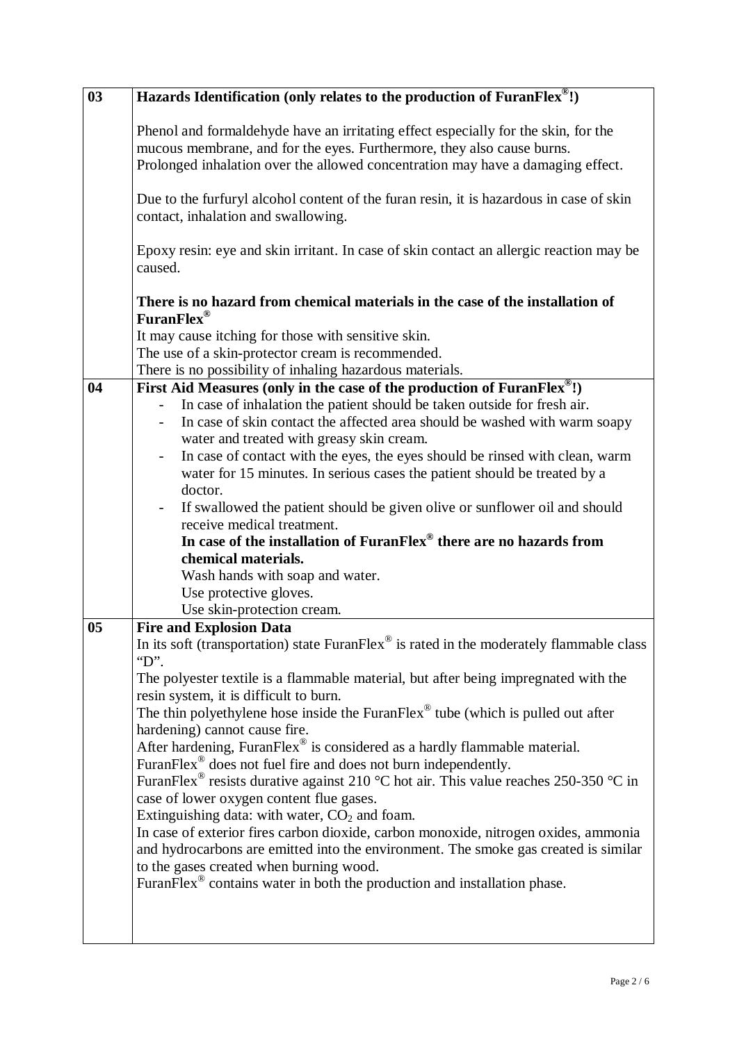| | |
|---|---|
| 03 | **Hazards Identification (only relates to the production of FuranFlex®!)** |

## 03 Hazards Identification (only relates to the production of FuranFlex®!)

Phenol and formaldehyde have an irritating effect especially for the skin, for the mucous membrane, and for the eyes. Furthermore, they also cause burns. Prolonged inhalation over the allowed concentration may have a damaging effect.

Due to the furfuryl alcohol content of the furan resin, it is hazardous in case of skin contact, inhalation and swallowing.

Epoxy resin: eye and skin irritant. In case of skin contact an allergic reaction may be caused.

**There is no hazard from chemical materials in the case of the installation of FuranFlex®**

It may cause itching for those with sensitive skin.
The use of a skin-protector cream is recommended.
There is no possibility of inhaling hazardous materials.

## 04 First Aid Measures (only in the case of the production of FuranFlex®!)

- In case of inhalation the patient should be taken outside for fresh air.
- In case of skin contact the affected area should be washed with warm soapy water and treated with greasy skin cream.
- In case of contact with the eyes, the eyes should be rinsed with clean, warm water for 15 minutes. In serious cases the patient should be treated by a doctor.
- If swallowed the patient should be given olive or sunflower oil and should receive medical treatment.

**In case of the installation of FuranFlex® there are no hazards from chemical materials.**

Wash hands with soap and water.
Use protective gloves.
Use skin-protection cream.

## 05 Fire and Explosion Data

In its soft (transportation) state FuranFlex® is rated in the moderately flammable class "D".
The polyester textile is a flammable material, but after being impregnated with the resin system, it is difficult to burn.
The thin polyethylene hose inside the FuranFlex® tube (which is pulled out after hardening) cannot cause fire.
After hardening, FuranFlex® is considered as a hardly flammable material.
FuranFlex® does not fuel fire and does not burn independently.
FuranFlex® resists durative against 210 °C hot air. This value reaches 250-350 °C in case of lower oxygen content flue gases.
Extinguishing data: with water, $CO_2$ and foam.
In case of exterior fires carbon dioxide, carbon monoxide, nitrogen oxides, ammonia and hydrocarbons are emitted into the environment. The smoke gas created is similar to the gases created when burning wood.
FuranFlex® contains water in both the production and installation phase.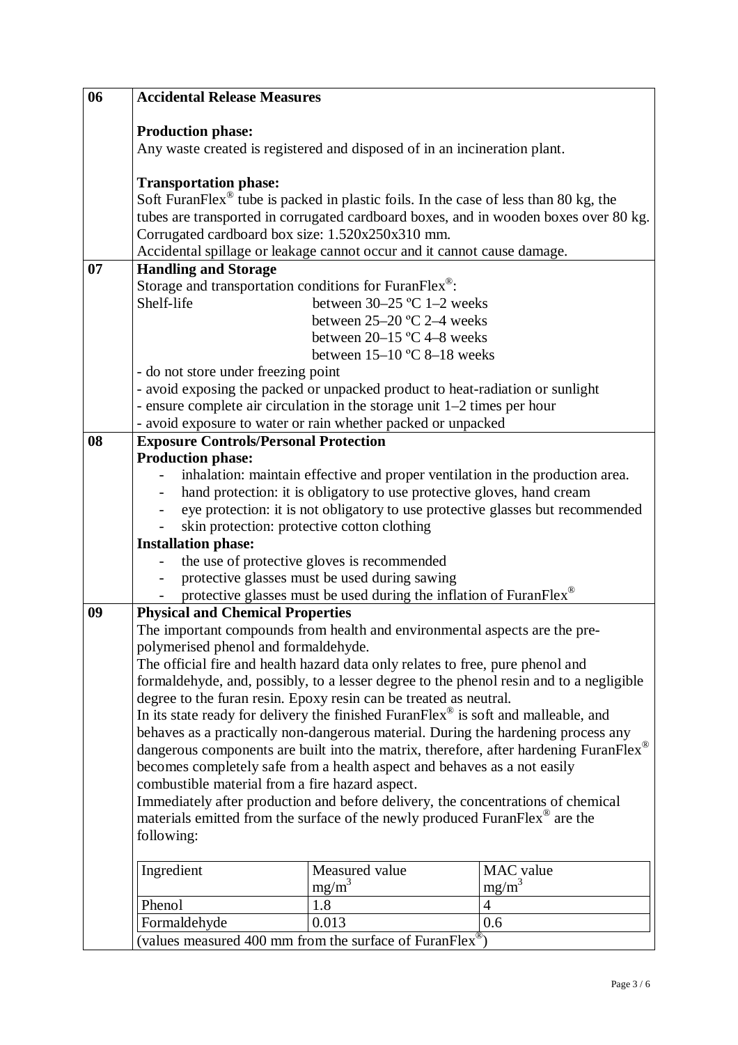## 06 Accidental Release Measures

**Production phase:**
Any waste created is registered and disposed of in an incineration plant.

**Transportation phase:**
Soft FuranFlex® tube is packed in plastic foils. In the case of less than 80 kg, the tubes are transported in corrugated cardboard boxes, and in wooden boxes over 80 kg.
Corrugated cardboard box size: 1.520x250x310 mm.
Accidental spillage or leakage cannot occur and it cannot cause damage.

## 07 Handling and Storage

Storage and transportation conditions for FuranFlex®:

Shelf-life
- between 30–25 ºC 1–2 weeks
- between 25–20 ºC 2–4 weeks
- between 20–15 ºC 4–8 weeks
- between 15–10 ºC 8–18 weeks

- do not store under freezing point
- avoid exposing the packed or unpacked product to heat-radiation or sunlight
- ensure complete air circulation in the storage unit 1–2 times per hour
- avoid exposure to water or rain whether packed or unpacked

## 08 Exposure Controls/Personal Protection

**Production phase:**
- inhalation: maintain effective and proper ventilation in the production area.
- hand protection: it is obligatory to use protective gloves, hand cream
- eye protection: it is not obligatory to use protective glasses but recommended
- skin protection: protective cotton clothing

**Installation phase:**
- the use of protective gloves is recommended
- protective glasses must be used during sawing
- protective glasses must be used during the inflation of FuranFlex®

## 09 Physical and Chemical Properties

The important compounds from health and environmental aspects are the pre-polymerised phenol and formaldehyde.
The official fire and health hazard data only relates to free, pure phenol and formaldehyde, and, possibly, to a lesser degree to the phenol resin and to a negligible degree to the furan resin. Epoxy resin can be treated as neutral.
In its state ready for delivery the finished FuranFlex® is soft and malleable, and behaves as a practically non-dangerous material. During the hardening process any dangerous components are built into the matrix, therefore, after hardening FuranFlex® becomes completely safe from a health aspect and behaves as a not easily combustible material from a fire hazard aspect.
Immediately after production and before delivery, the concentrations of chemical materials emitted from the surface of the newly produced FuranFlex® are the following:

| Ingredient | Measured value $mg/m^3$ | MAC value $mg/m^3$ |
|---|---|---|
| Phenol | 1.8 | 4 |
| Formaldehyde | 0.013 | 0.6 |

(values measured 400 mm from the surface of FuranFlex®)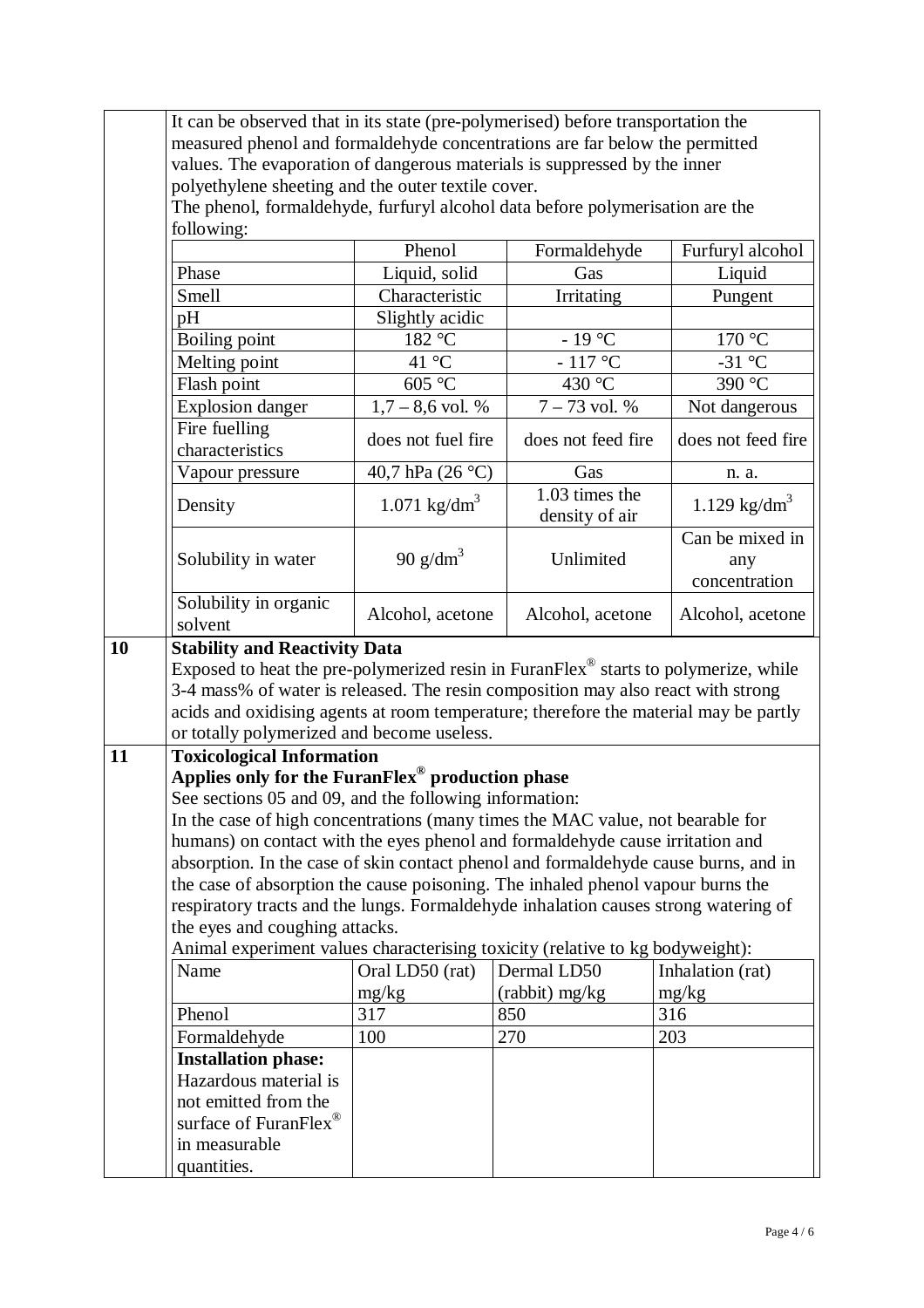It can be observed that in its state (pre-polymerised) before transportation the measured phenol and formaldehyde concentrations are far below the permitted values. The evaporation of dangerous materials is suppressed by the inner polyethylene sheeting and the outer textile cover.

The phenol, formaldehyde, furfuryl alcohol data before polymerisation are the following:

| | Phenol | Formaldehyde | Furfuryl alcohol |
|---|---|---|---|
| Phase | Liquid, solid | Gas | Liquid |
| Smell | Characteristic | Irritating | Pungent |
| pH | Slightly acidic | | |
| Boiling point | 182 °C | - 19 °C | 170 °C |
| Melting point | 41 °C | - 117 °C | -31 °C |
| Flash point | 605 °C | 430 °C | 390 °C |
| Explosion danger | 1,7 – 8,6 vol. % | 7 – 73 vol. % | Not dangerous |
| Fire fuelling characteristics | does not fuel fire | does not feed fire | does not feed fire |
| Vapour pressure | 40,7 hPa (26 °C) | Gas | n. a. |
| Density | 1.071 kg/dm$^3$ | 1.03 times the density of air | 1.129 kg/dm$^3$ |
| Solubility in water | 90 g/dm$^3$ | Unlimited | Can be mixed in any concentration |
| Solubility in organic solvent | Alcohol, acetone | Alcohol, acetone | Alcohol, acetone |

## 10 Stability and Reactivity Data

Exposed to heat the pre-polymerized resin in FuranFlex® starts to polymerize, while 3-4 mass% of water is released. The resin composition may also react with strong acids and oxidising agents at room temperature; therefore the material may be partly or totally polymerized and become useless.

## 11 Toxicological Information

**Applies only for the FuranFlex® production phase**

See sections 05 and 09, and the following information:

In the case of high concentrations (many times the MAC value, not bearable for humans) on contact with the eyes phenol and formaldehyde cause irritation and absorption. In the case of skin contact phenol and formaldehyde cause burns, and in the case of absorption the cause poisoning. The inhaled phenol vapour burns the respiratory tracts and the lungs. Formaldehyde inhalation causes strong watering of the eyes and coughing attacks.

Animal experiment values characterising toxicity (relative to kg bodyweight):

| Name | Oral LD50 (rat) mg/kg | Dermal LD50 (rabbit) mg/kg | Inhalation (rat) mg/kg |
|---|---|---|---|
| Phenol | 317 | 850 | 316 |
| Formaldehyde | 100 | 270 | 203 |
| **Installation phase:** Hazardous material is not emitted from the surface of FuranFlex® in measurable quantities. | | | |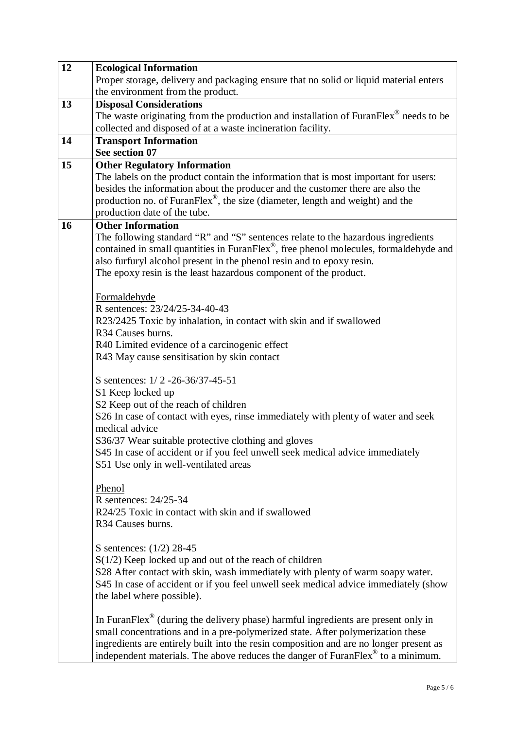| 12 | **Ecological Information**<br>Proper storage, delivery and packaging ensure that no solid or liquid material enters the environment from the product. |
|---|---|
| 13 | **Disposal Considerations**<br>The waste originating from the production and installation of FuranFlex® needs to be collected and disposed of at a waste incineration facility. |
| 14 | **Transport Information**<br>**See section 07** |
| 15 | **Other Regulatory Information**<br>The labels on the product contain the information that is most important for users: besides the information about the producer and the customer there are also the production no. of FuranFlex®, the size (diameter, length and weight) and the production date of the tube. |
| 16 | **Other Information**<br>The following standard "R" and "S" sentences relate to the hazardous ingredients contained in small quantities in FuranFlex®, free phenol molecules, formaldehyde and also furfuryl alcohol present in the phenol resin and to epoxy resin.<br>The epoxy resin is the least hazardous component of the product.<br><br>Formaldehyde<br>R sentences: 23/24/25-34-40-43<br>R23/2425 Toxic by inhalation, in contact with skin and if swallowed<br>R34 Causes burns.<br>R40 Limited evidence of a carcinogenic effect<br>R43 May cause sensitisation by skin contact<br><br>S sentences: 1/ 2 -26-36/37-45-51<br>S1 Keep locked up<br>S2 Keep out of the reach of children<br>S26 In case of contact with eyes, rinse immediately with plenty of water and seek medical advice<br>S36/37 Wear suitable protective clothing and gloves<br>S45 In case of accident or if you feel unwell seek medical advice immediately<br>S51 Use only in well-ventilated areas<br><br>Phenol<br>R sentences: 24/25-34<br>R24/25 Toxic in contact with skin and if swallowed<br>R34 Causes burns.<br><br>S sentences: (1/2) 28-45<br>S(1/2) Keep locked up and out of the reach of children<br>S28 After contact with skin, wash immediately with plenty of warm soapy water.<br>S45 In case of accident or if you feel unwell seek medical advice immediately (show the label where possible).<br><br>In FuranFlex® (during the delivery phase) harmful ingredients are present only in small concentrations and in a pre-polymerized state. After polymerization these ingredients are entirely built into the resin composition and are no longer present as independent materials. The above reduces the danger of FuranFlex® to a minimum. |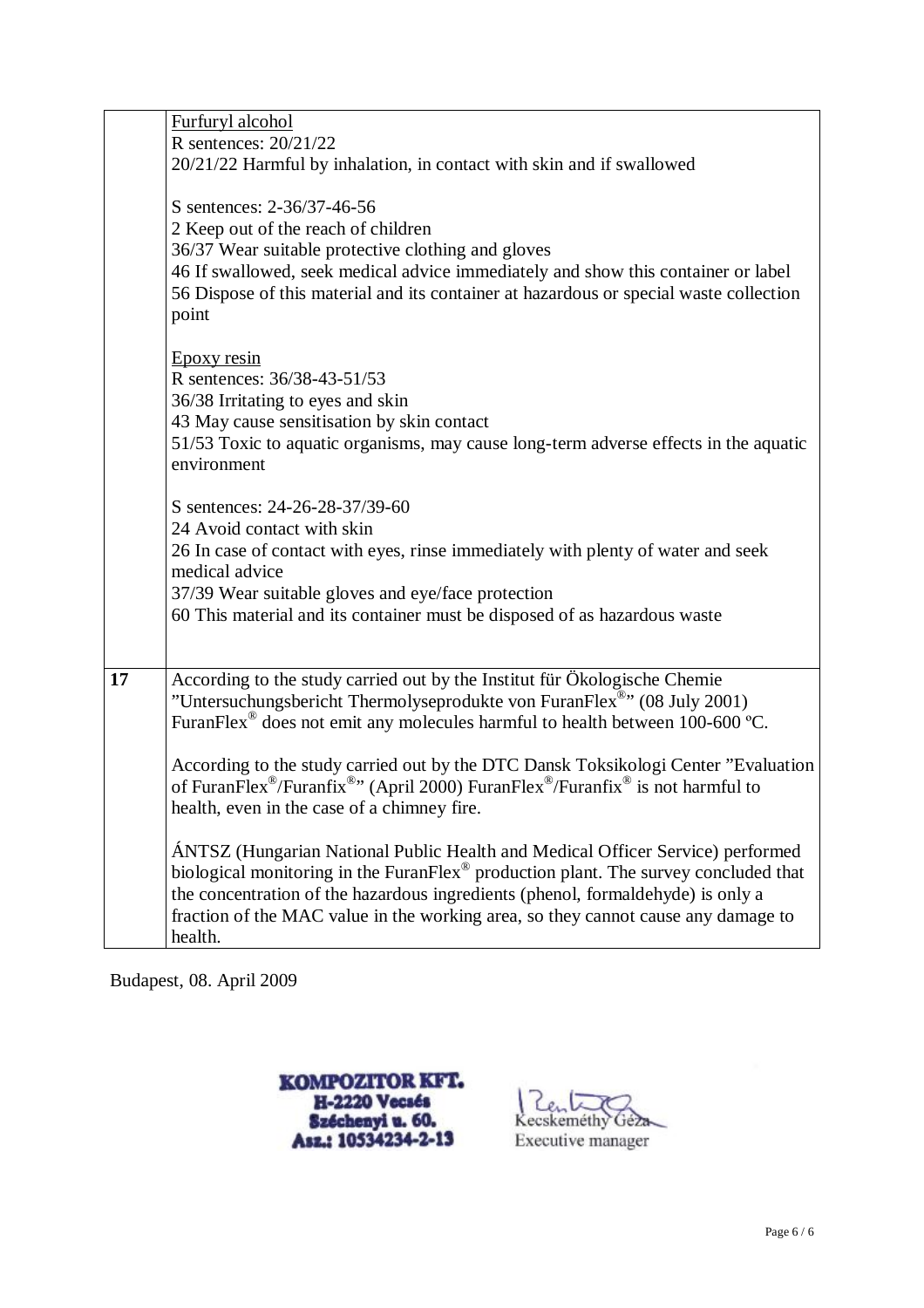| | |
|---|---|
| | <u>Furfuryl alcohol</u><br>R sentences: 20/21/22<br>20/21/22 Harmful by inhalation, in contact with skin and if swallowed<br><br>S sentences: 2-36/37-46-56<br>2 Keep out of the reach of children<br>36/37 Wear suitable protective clothing and gloves<br>46 If swallowed, seek medical advice immediately and show this container or label<br>56 Dispose of this material and its container at hazardous or special waste collection point<br><br><u>Epoxy resin</u><br>R sentences: 36/38-43-51/53<br>36/38 Irritating to eyes and skin<br>43 May cause sensitisation by skin contact<br>51/53 Toxic to aquatic organisms, may cause long-term adverse effects in the aquatic environment<br><br>S sentences: 24-26-28-37/39-60<br>24 Avoid contact with skin<br>26 In case of contact with eyes, rinse immediately with plenty of water and seek medical advice<br>37/39 Wear suitable gloves and eye/face protection<br>60 This material and its container must be disposed of as hazardous waste |
| **17** | According to the study carried out by the Institut für Ökologische Chemie "Untersuchungsbericht Thermolyseprodukte von FuranFlex®" (08 July 2001) FuranFlex® does not emit any molecules harmful to health between 100-600 ºC.<br><br>According to the study carried out by the DTC Dansk Toksikologi Center "Evaluation of FuranFlex®/Furanfix®" (April 2000) FuranFlex®/Furanfix® is not harmful to health, even in the case of a chimney fire.<br><br>ÁNTSZ (Hungarian National Public Health and Medical Officer Service) performed biological monitoring in the FuranFlex® production plant. The survey concluded that the concentration of the hazardous ingredients (phenol, formaldehyde) is only a fraction of the MAC value in the working area, so they cannot cause any damage to health. |

Budapest, 08. April 2009

KOMPOZITOR KFT.
H-2220 Vecsés
Széchenyi u. 60.
Asz.: 10534234-2-13

Kecskeméthy Géza
Executive manager